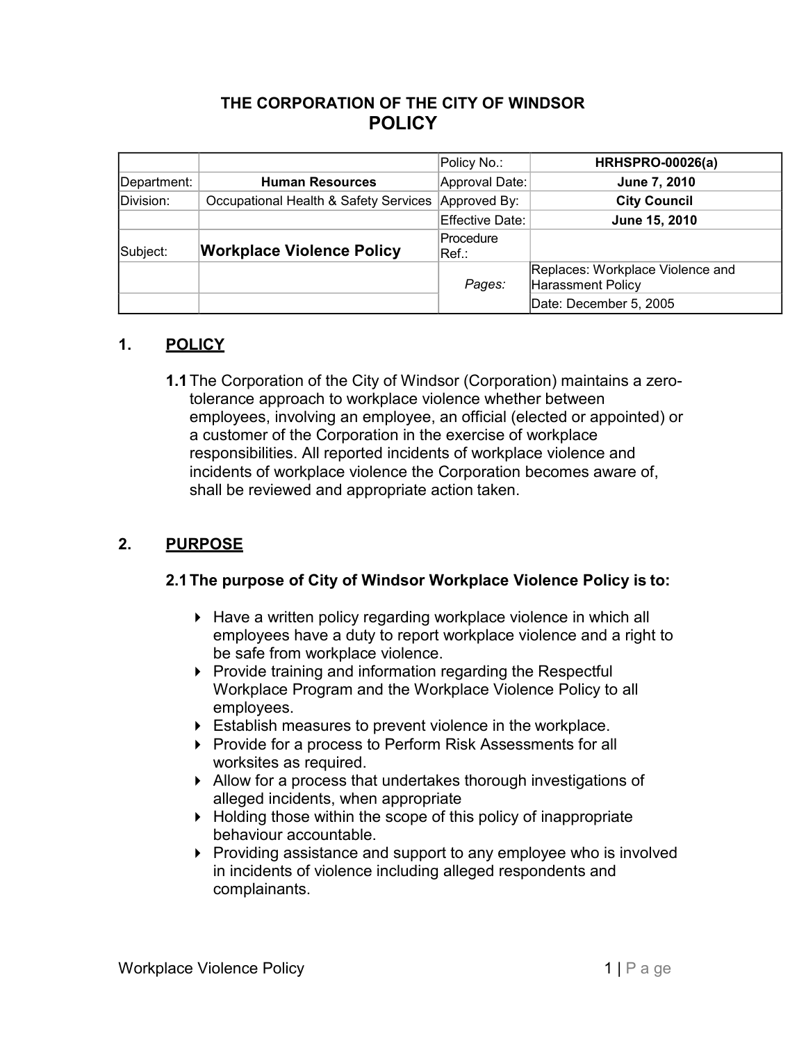# THE CORPORATION OF THE CITY OF WINDSOR
# POLICY

| | | | |
|---|---|---|---|
| | | Policy No.: | **HRHSPRO-00026(a)** |
| Department: | **Human Resources** | Approval Date: | **June 7, 2010** |
| Division: | Occupational Health & Safety Services | Approved By: | **City Council** |
| | | Effective Date: | **June 15, 2010** |
| Subject: | **Workplace Violence Policy** | Procedure Ref.: | |
| | | *Pages:* | Replaces: Workplace Violence and Harassment Policy |
| | | | Date: December 5, 2005 |

## 1. POLICY

**1.1** The Corporation of the City of Windsor (Corporation) maintains a zero-tolerance approach to workplace violence whether between employees, involving an employee, an official (elected or appointed) or a customer of the Corporation in the exercise of workplace responsibilities. All reported incidents of workplace violence and incidents of workplace violence the Corporation becomes aware of, shall be reviewed and appropriate action taken.

## 2. PURPOSE

**2.1 The purpose of City of Windsor Workplace Violence Policy is to:**

- Have a written policy regarding workplace violence in which all employees have a duty to report workplace violence and a right to be safe from workplace violence.
- Provide training and information regarding the Respectful Workplace Program and the Workplace Violence Policy to all employees.
- Establish measures to prevent violence in the workplace.
- Provide for a process to Perform Risk Assessments for all worksites as required.
- Allow for a process that undertakes thorough investigations of alleged incidents, when appropriate
- Holding those within the scope of this policy of inappropriate behaviour accountable.
- Providing assistance and support to any employee who is involved in incidents of violence including alleged respondents and complainants.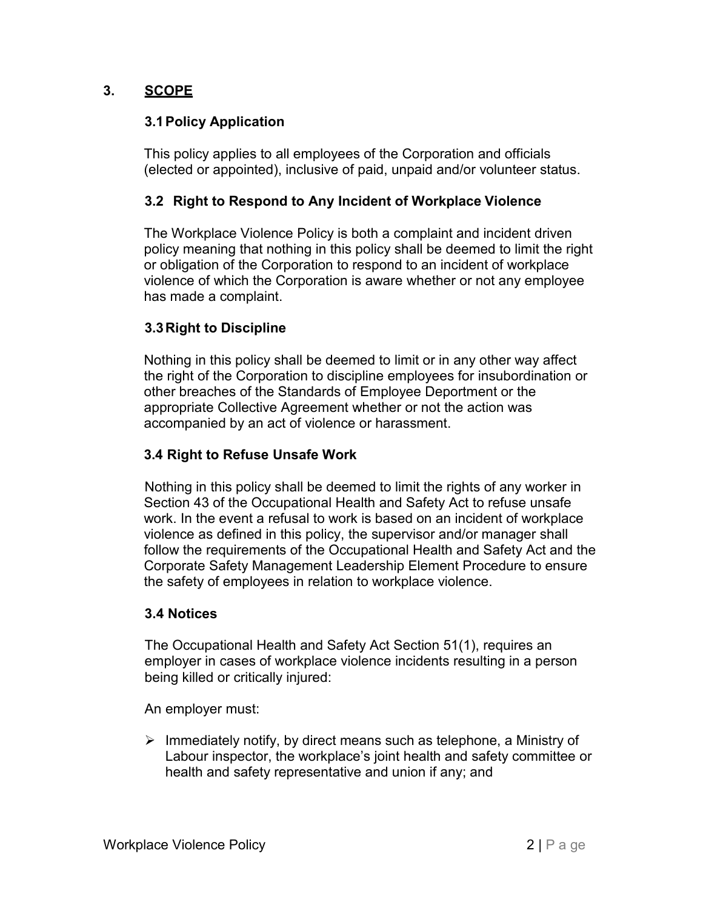## 3. SCOPE

### 3.1 Policy Application

This policy applies to all employees of the Corporation and officials (elected or appointed), inclusive of paid, unpaid and/or volunteer status.

### 3.2 Right to Respond to Any Incident of Workplace Violence

The Workplace Violence Policy is both a complaint and incident driven policy meaning that nothing in this policy shall be deemed to limit the right or obligation of the Corporation to respond to an incident of workplace violence of which the Corporation is aware whether or not any employee has made a complaint.

### 3.3 Right to Discipline

Nothing in this policy shall be deemed to limit or in any other way affect the right of the Corporation to discipline employees for insubordination or other breaches of the Standards of Employee Deportment or the appropriate Collective Agreement whether or not the action was accompanied by an act of violence or harassment.

### 3.4 Right to Refuse Unsafe Work

Nothing in this policy shall be deemed to limit the rights of any worker in Section 43 of the Occupational Health and Safety Act to refuse unsafe work. In the event a refusal to work is based on an incident of workplace violence as defined in this policy, the supervisor and/or manager shall follow the requirements of the Occupational Health and Safety Act and the Corporate Safety Management Leadership Element Procedure to ensure the safety of employees in relation to workplace violence.

### 3.4 Notices

The Occupational Health and Safety Act Section 51(1), requires an employer in cases of workplace violence incidents resulting in a person being killed or critically injured:

An employer must:

- Immediately notify, by direct means such as telephone, a Ministry of Labour inspector, the workplace's joint health and safety committee or health and safety representative and union if any; and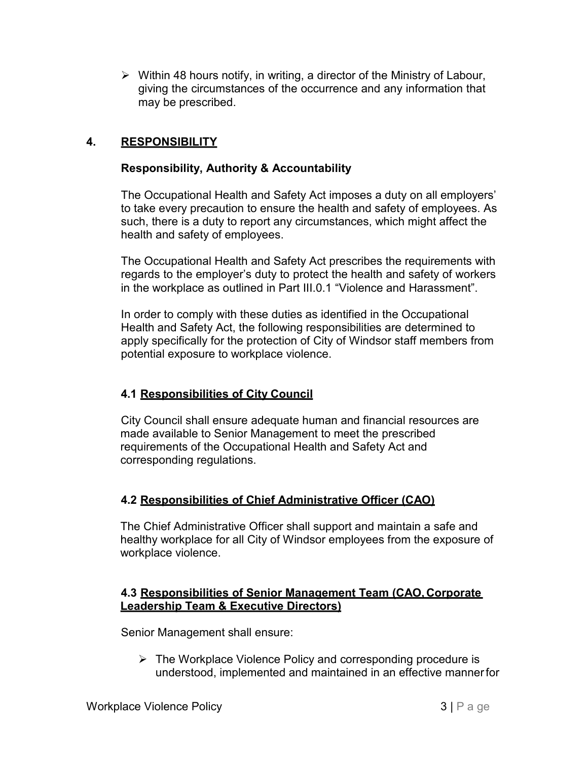- Within 48 hours notify, in writing, a director of the Ministry of Labour, giving the circumstances of the occurrence and any information that may be prescribed.

## 4. RESPONSIBILITY

### Responsibility, Authority & Accountability

The Occupational Health and Safety Act imposes a duty on all employers' to take every precaution to ensure the health and safety of employees. As such, there is a duty to report any circumstances, which might affect the health and safety of employees.

The Occupational Health and Safety Act prescribes the requirements with regards to the employer's duty to protect the health and safety of workers in the workplace as outlined in Part III.0.1 "Violence and Harassment".

In order to comply with these duties as identified in the Occupational Health and Safety Act, the following responsibilities are determined to apply specifically for the protection of City of Windsor staff members from potential exposure to workplace violence.

### 4.1 Responsibilities of City Council

City Council shall ensure adequate human and financial resources are made available to Senior Management to meet the prescribed requirements of the Occupational Health and Safety Act and corresponding regulations.

### 4.2 Responsibilities of Chief Administrative Officer (CAO)

The Chief Administrative Officer shall support and maintain a safe and healthy workplace for all City of Windsor employees from the exposure of workplace violence.

### 4.3 Responsibilities of Senior Management Team (CAO, Corporate Leadership Team & Executive Directors)

Senior Management shall ensure:

- The Workplace Violence Policy and corresponding procedure is understood, implemented and maintained in an effective manner for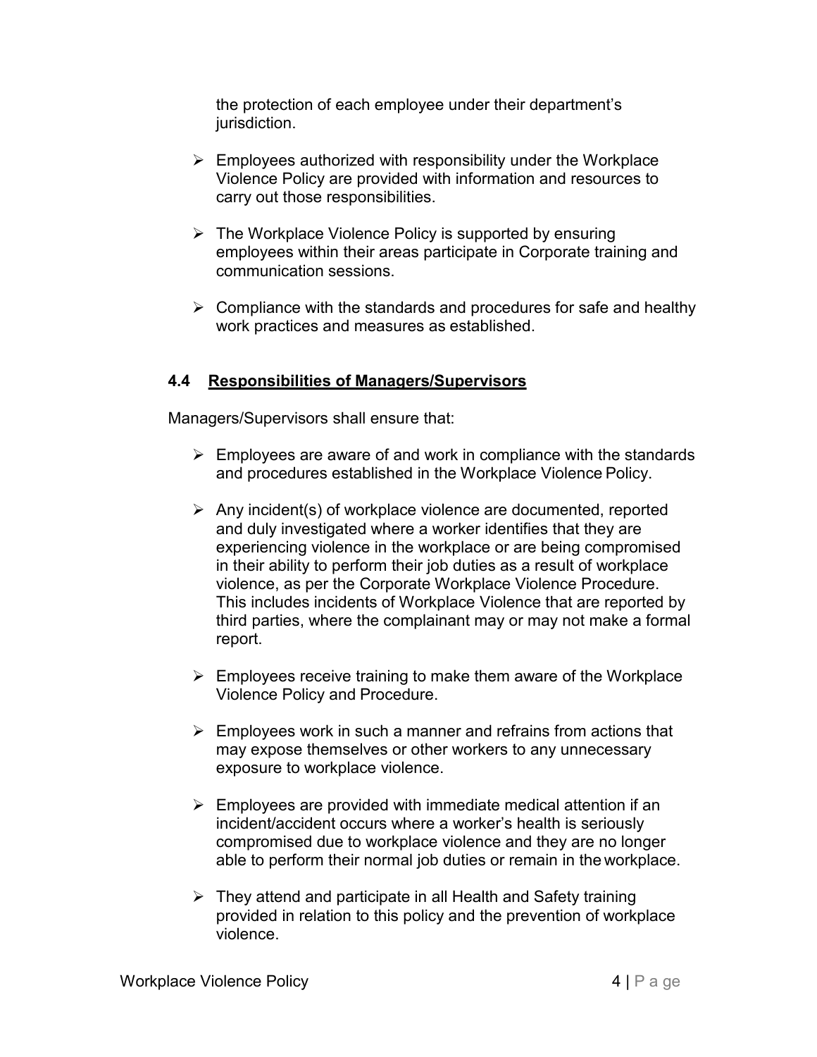the protection of each employee under their department's jurisdiction.

- Employees authorized with responsibility under the Workplace Violence Policy are provided with information and resources to carry out those responsibilities.
- The Workplace Violence Policy is supported by ensuring employees within their areas participate in Corporate training and communication sessions.
- Compliance with the standards and procedures for safe and healthy work practices and measures as established.

### 4.4 Responsibilities of Managers/Supervisors

Managers/Supervisors shall ensure that:

- Employees are aware of and work in compliance with the standards and procedures established in the Workplace Violence Policy.
- Any incident(s) of workplace violence are documented, reported and duly investigated where a worker identifies that they are experiencing violence in the workplace or are being compromised in their ability to perform their job duties as a result of workplace violence, as per the Corporate Workplace Violence Procedure. This includes incidents of Workplace Violence that are reported by third parties, where the complainant may or may not make a formal report.
- Employees receive training to make them aware of the Workplace Violence Policy and Procedure.
- Employees work in such a manner and refrains from actions that may expose themselves or other workers to any unnecessary exposure to workplace violence.
- Employees are provided with immediate medical attention if an incident/accident occurs where a worker's health is seriously compromised due to workplace violence and they are no longer able to perform their normal job duties or remain in the workplace.
- They attend and participate in all Health and Safety training provided in relation to this policy and the prevention of workplace violence.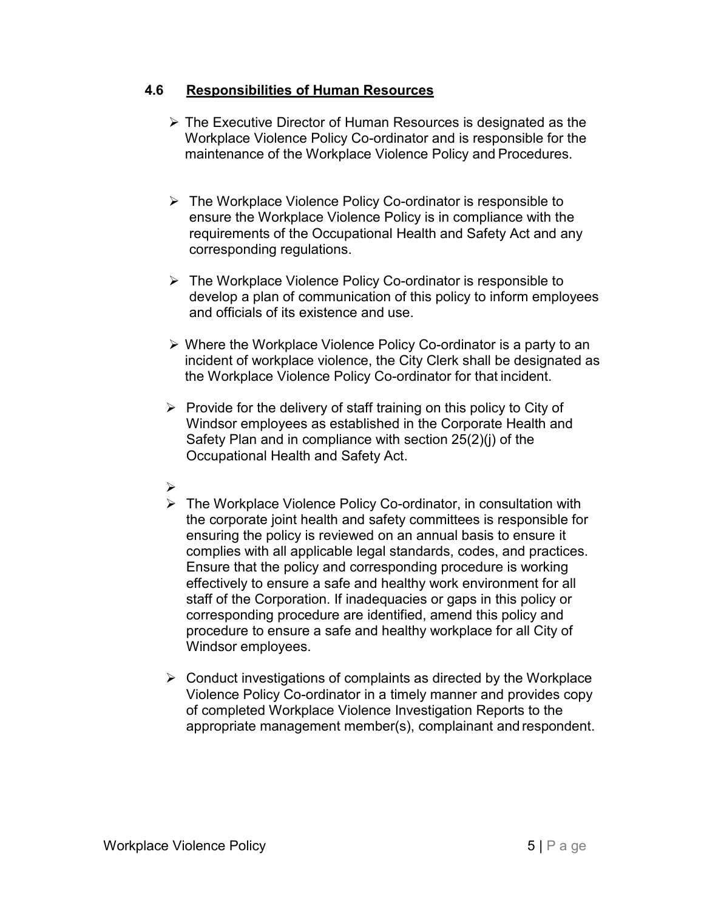### 4.6 Responsibilities of Human Resources

- The Executive Director of Human Resources is designated as the Workplace Violence Policy Co-ordinator and is responsible for the maintenance of the Workplace Violence Policy and Procedures.

- The Workplace Violence Policy Co-ordinator is responsible to ensure the Workplace Violence Policy is in compliance with the requirements of the Occupational Health and Safety Act and any corresponding regulations.

- The Workplace Violence Policy Co-ordinator is responsible to develop a plan of communication of this policy to inform employees and officials of its existence and use.

- Where the Workplace Violence Policy Co-ordinator is a party to an incident of workplace violence, the City Clerk shall be designated as the Workplace Violence Policy Co-ordinator for that incident.

- Provide for the delivery of staff training on this policy to City of Windsor employees as established in the Corporate Health and Safety Plan and in compliance with section 25(2)(j) of the Occupational Health and Safety Act.

- The Workplace Violence Policy Co-ordinator, in consultation with the corporate joint health and safety committees is responsible for ensuring the policy is reviewed on an annual basis to ensure it complies with all applicable legal standards, codes, and practices. Ensure that the policy and corresponding procedure is working effectively to ensure a safe and healthy work environment for all staff of the Corporation. If inadequacies or gaps in this policy or corresponding procedure are identified, amend this policy and procedure to ensure a safe and healthy workplace for all City of Windsor employees.

- Conduct investigations of complaints as directed by the Workplace Violence Policy Co-ordinator in a timely manner and provides copy of completed Workplace Violence Investigation Reports to the appropriate management member(s), complainant and respondent.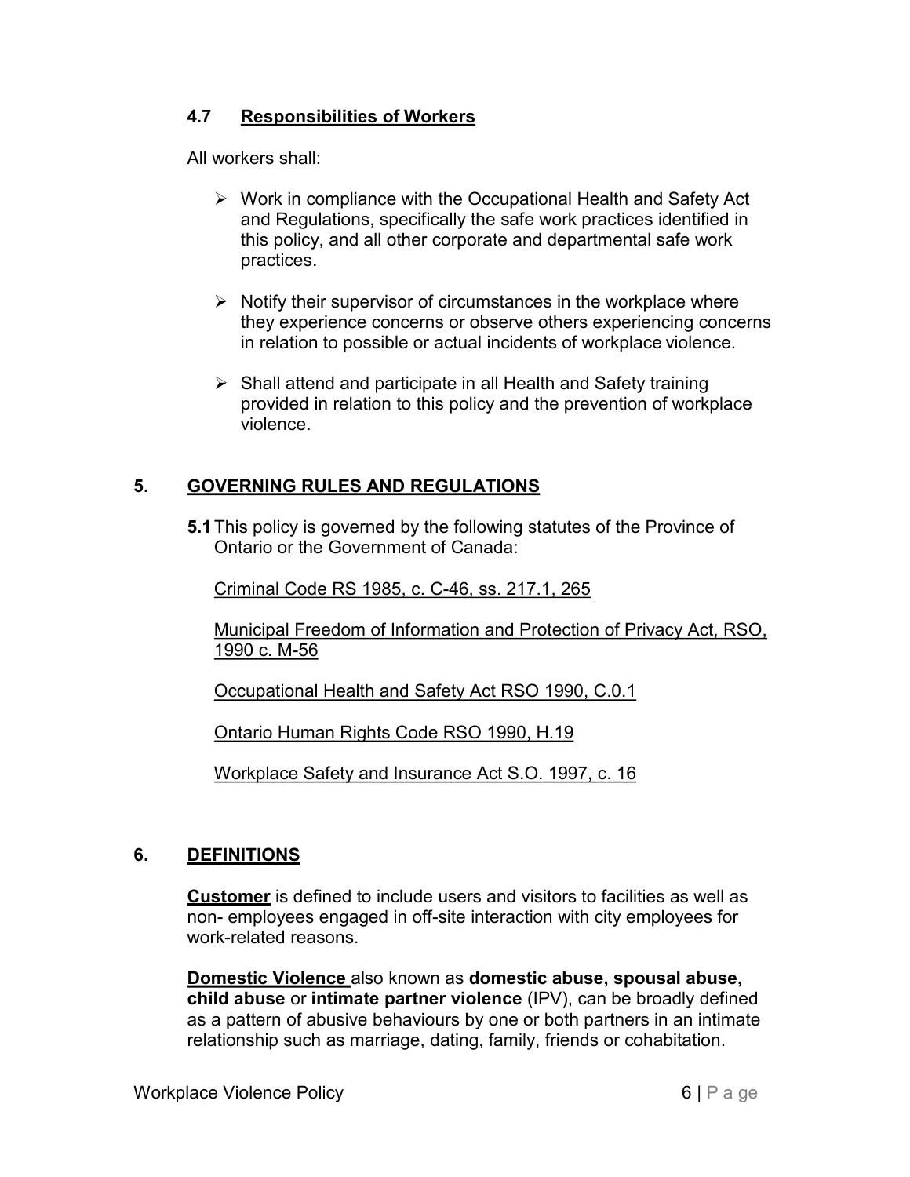### 4.7 Responsibilities of Workers

All workers shall:

- Work in compliance with the Occupational Health and Safety Act and Regulations, specifically the safe work practices identified in this policy, and all other corporate and departmental safe work practices.

- Notify their supervisor of circumstances in the workplace where they experience concerns or observe others experiencing concerns in relation to possible or actual incidents of workplace violence.

- Shall attend and participate in all Health and Safety training provided in relation to this policy and the prevention of workplace violence.

## 5. GOVERNING RULES AND REGULATIONS

**5.1** This policy is governed by the following statutes of the Province of Ontario or the Government of Canada:

Criminal Code RS 1985, c. C-46, ss. 217.1, 265

Municipal Freedom of Information and Protection of Privacy Act, RSO, 1990 c. M-56

Occupational Health and Safety Act RSO 1990, C.0.1

Ontario Human Rights Code RSO 1990, H.19

Workplace Safety and Insurance Act S.O. 1997, c. 16

## 6. DEFINITIONS

**Customer** is defined to include users and visitors to facilities as well as non- employees engaged in off-site interaction with city employees for work-related reasons.

**Domestic Violence** also known as **domestic abuse, spousal abuse, child abuse** or **intimate partner violence** (IPV), can be broadly defined as a pattern of abusive behaviours by one or both partners in an intimate relationship such as marriage, dating, family, friends or cohabitation.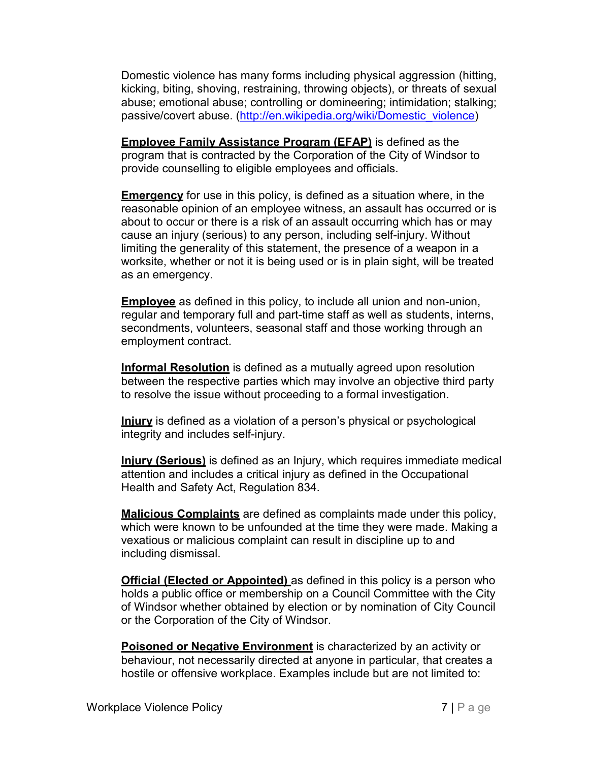Domestic violence has many forms including physical aggression (hitting, kicking, biting, shoving, restraining, throwing objects), or threats of sexual abuse; emotional abuse; controlling or domineering; intimidation; stalking; passive/covert abuse. (http://en.wikipedia.org/wiki/Domestic_violence)

**Employee Family Assistance Program (EFAP)** is defined as the program that is contracted by the Corporation of the City of Windsor to provide counselling to eligible employees and officials.

**Emergency** for use in this policy, is defined as a situation where, in the reasonable opinion of an employee witness, an assault has occurred or is about to occur or there is a risk of an assault occurring which has or may cause an injury (serious) to any person, including self-injury. Without limiting the generality of this statement, the presence of a weapon in a worksite, whether or not it is being used or is in plain sight, will be treated as an emergency.

**Employee** as defined in this policy, to include all union and non-union, regular and temporary full and part-time staff as well as students, interns, secondments, volunteers, seasonal staff and those working through an employment contract.

**Informal Resolution** is defined as a mutually agreed upon resolution between the respective parties which may involve an objective third party to resolve the issue without proceeding to a formal investigation.

**Injury** is defined as a violation of a person's physical or psychological integrity and includes self-injury.

**Injury (Serious)** is defined as an Injury, which requires immediate medical attention and includes a critical injury as defined in the Occupational Health and Safety Act, Regulation 834.

**Malicious Complaints** are defined as complaints made under this policy, which were known to be unfounded at the time they were made. Making a vexatious or malicious complaint can result in discipline up to and including dismissal.

**Official (Elected or Appointed)** as defined in this policy is a person who holds a public office or membership on a Council Committee with the City of Windsor whether obtained by election or by nomination of City Council or the Corporation of the City of Windsor.

**Poisoned or Negative Environment** is characterized by an activity or behaviour, not necessarily directed at anyone in particular, that creates a hostile or offensive workplace. Examples include but are not limited to: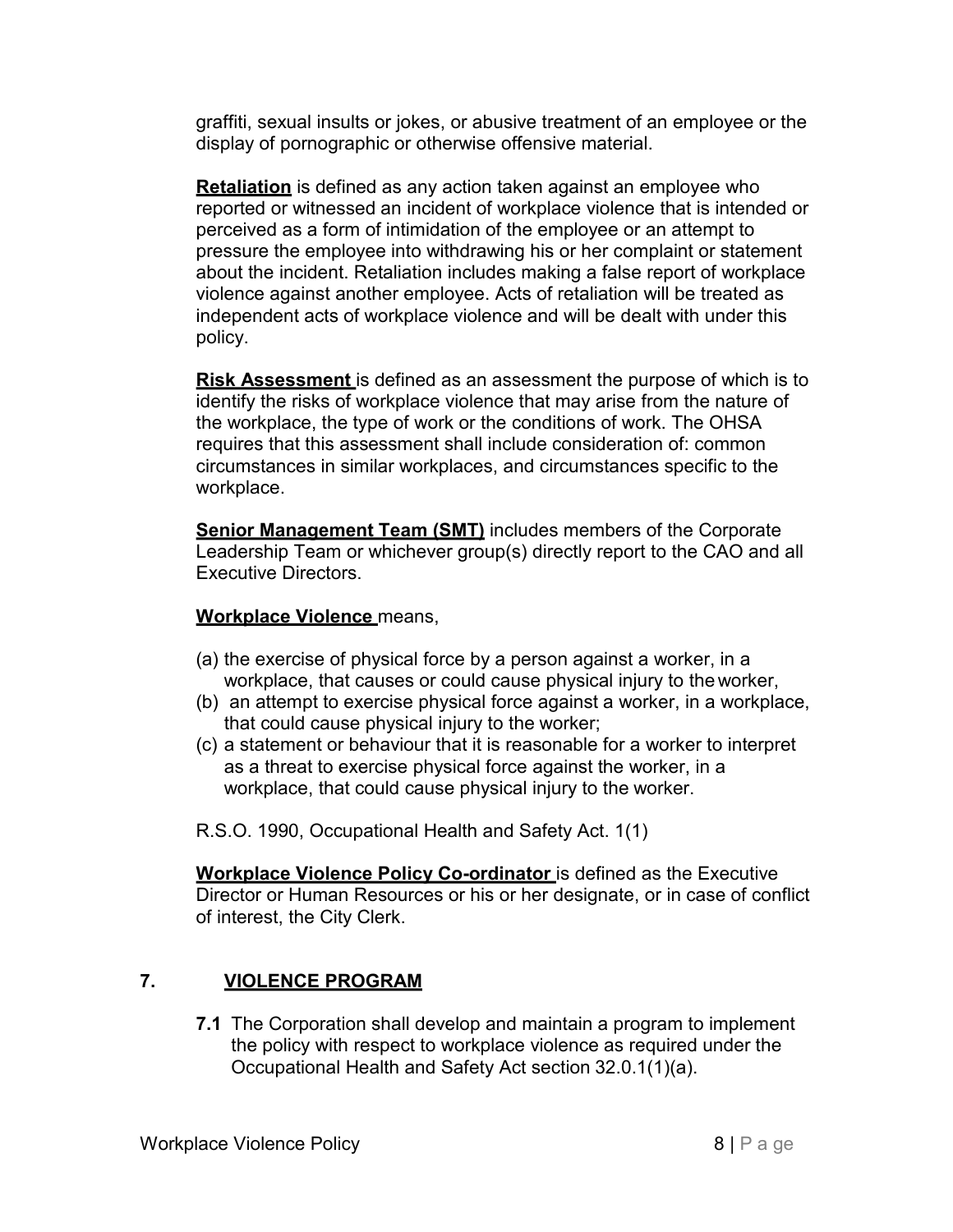graffiti, sexual insults or jokes, or abusive treatment of an employee or the display of pornographic or otherwise offensive material.

**Retaliation** is defined as any action taken against an employee who reported or witnessed an incident of workplace violence that is intended or perceived as a form of intimidation of the employee or an attempt to pressure the employee into withdrawing his or her complaint or statement about the incident. Retaliation includes making a false report of workplace violence against another employee. Acts of retaliation will be treated as independent acts of workplace violence and will be dealt with under this policy.

**Risk Assessment** is defined as an assessment the purpose of which is to identify the risks of workplace violence that may arise from the nature of the workplace, the type of work or the conditions of work. The OHSA requires that this assessment shall include consideration of: common circumstances in similar workplaces, and circumstances specific to the workplace.

**Senior Management Team (SMT)** includes members of the Corporate Leadership Team or whichever group(s) directly report to the CAO and all Executive Directors.

**Workplace Violence** means,

(a) the exercise of physical force by a person against a worker, in a workplace, that causes or could cause physical injury to the worker,
(b) an attempt to exercise physical force against a worker, in a workplace, that could cause physical injury to the worker;
(c) a statement or behaviour that it is reasonable for a worker to interpret as a threat to exercise physical force against the worker, in a workplace, that could cause physical injury to the worker.

R.S.O. 1990, Occupational Health and Safety Act. 1(1)

**Workplace Violence Policy Co-ordinator** is defined as the Executive Director or Human Resources or his or her designate, or in case of conflict of interest, the City Clerk.

## 7. VIOLENCE PROGRAM

**7.1** The Corporation shall develop and maintain a program to implement the policy with respect to workplace violence as required under the Occupational Health and Safety Act section 32.0.1(1)(a).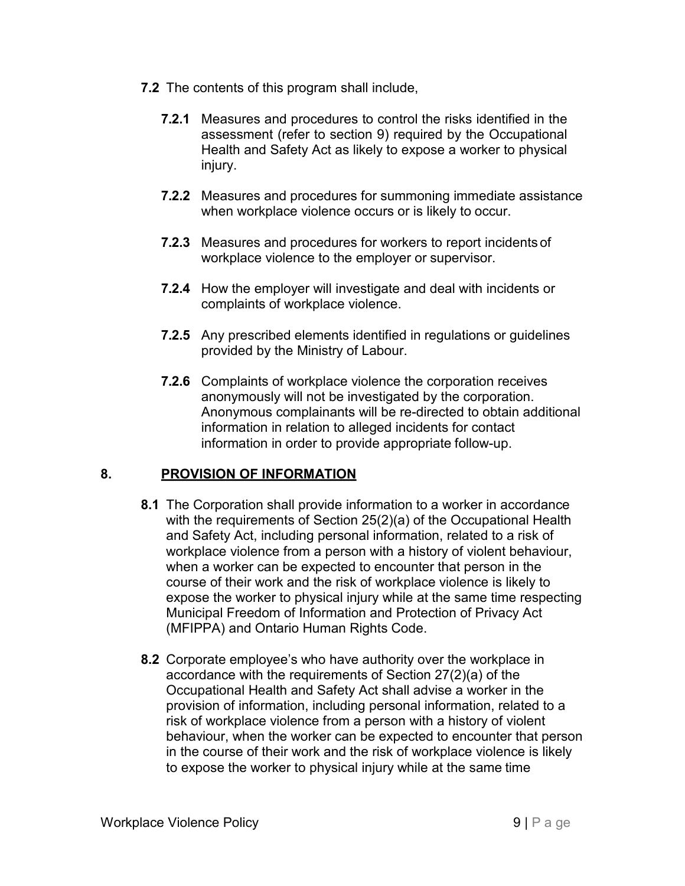**7.2** The contents of this program shall include,

**7.2.1** Measures and procedures to control the risks identified in the assessment (refer to section 9) required by the Occupational Health and Safety Act as likely to expose a worker to physical injury.

**7.2.2** Measures and procedures for summoning immediate assistance when workplace violence occurs or is likely to occur.

**7.2.3** Measures and procedures for workers to report incidents of workplace violence to the employer or supervisor.

**7.2.4** How the employer will investigate and deal with incidents or complaints of workplace violence.

**7.2.5** Any prescribed elements identified in regulations or guidelines provided by the Ministry of Labour.

**7.2.6** Complaints of workplace violence the corporation receives anonymously will not be investigated by the corporation. Anonymous complainants will be re-directed to obtain additional information in relation to alleged incidents for contact information in order to provide appropriate follow-up.

## 8. PROVISION OF INFORMATION

**8.1** The Corporation shall provide information to a worker in accordance with the requirements of Section 25(2)(a) of the Occupational Health and Safety Act, including personal information, related to a risk of workplace violence from a person with a history of violent behaviour, when a worker can be expected to encounter that person in the course of their work and the risk of workplace violence is likely to expose the worker to physical injury while at the same time respecting Municipal Freedom of Information and Protection of Privacy Act (MFIPPA) and Ontario Human Rights Code.

**8.2** Corporate employee's who have authority over the workplace in accordance with the requirements of Section 27(2)(a) of the Occupational Health and Safety Act shall advise a worker in the provision of information, including personal information, related to a risk of workplace violence from a person with a history of violent behaviour, when the worker can be expected to encounter that person in the course of their work and the risk of workplace violence is likely to expose the worker to physical injury while at the same time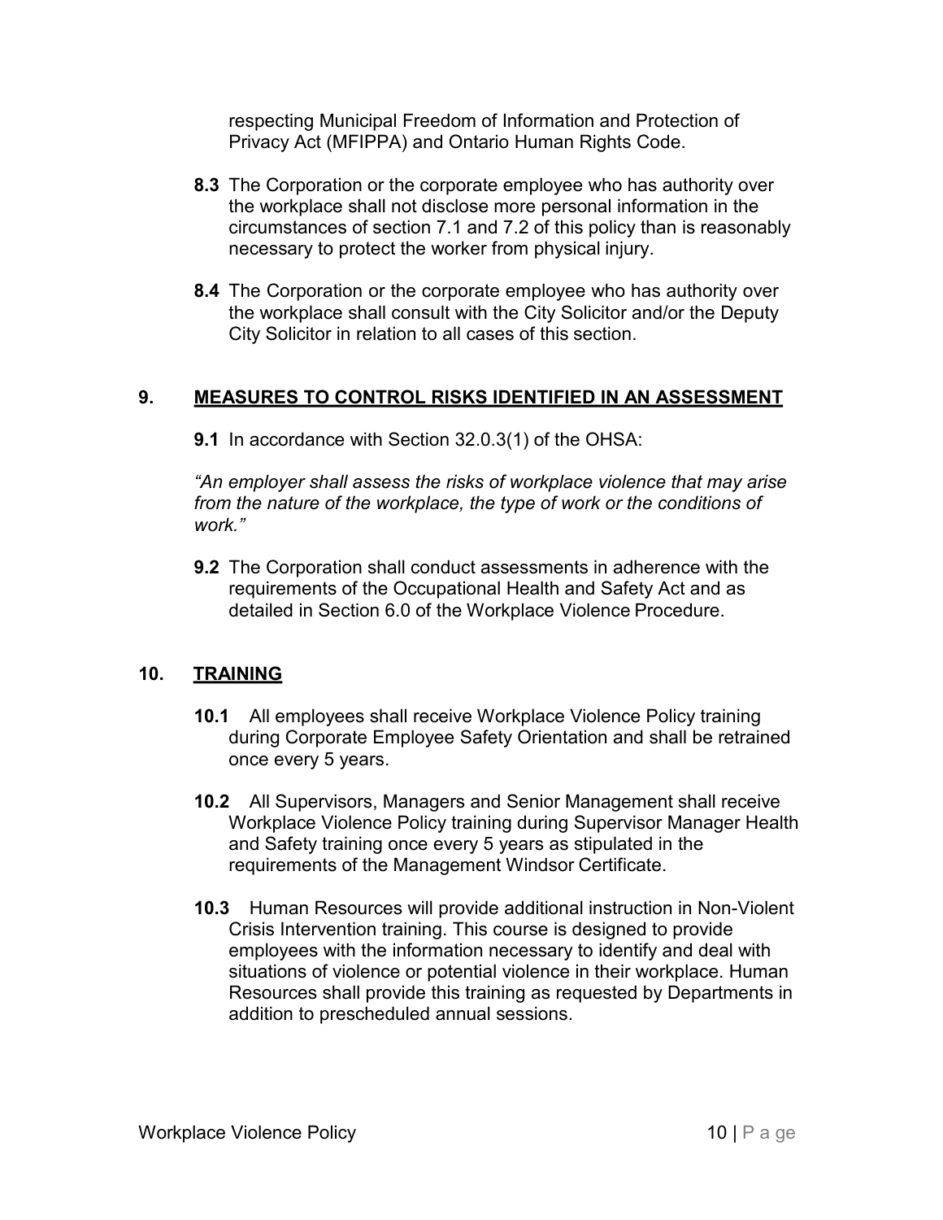respecting Municipal Freedom of Information and Protection of Privacy Act (MFIPPA) and Ontario Human Rights Code.

**8.3** The Corporation or the corporate employee who has authority over the workplace shall not disclose more personal information in the circumstances of section 7.1 and 7.2 of this policy than is reasonably necessary to protect the worker from physical injury.

**8.4** The Corporation or the corporate employee who has authority over the workplace shall consult with the City Solicitor and/or the Deputy City Solicitor in relation to all cases of this section.

## 9. MEASURES TO CONTROL RISKS IDENTIFIED IN AN ASSESSMENT

**9.1** In accordance with Section 32.0.3(1) of the OHSA:

*"An employer shall assess the risks of workplace violence that may arise from the nature of the workplace, the type of work or the conditions of work."*

**9.2** The Corporation shall conduct assessments in adherence with the requirements of the Occupational Health and Safety Act and as detailed in Section 6.0 of the Workplace Violence Procedure.

## 10. TRAINING

**10.1** All employees shall receive Workplace Violence Policy training during Corporate Employee Safety Orientation and shall be retrained once every 5 years.

**10.2** All Supervisors, Managers and Senior Management shall receive Workplace Violence Policy training during Supervisor Manager Health and Safety training once every 5 years as stipulated in the requirements of the Management Windsor Certificate.

**10.3** Human Resources will provide additional instruction in Non-Violent Crisis Intervention training. This course is designed to provide employees with the information necessary to identify and deal with situations of violence or potential violence in their workplace. Human Resources shall provide this training as requested by Departments in addition to prescheduled annual sessions.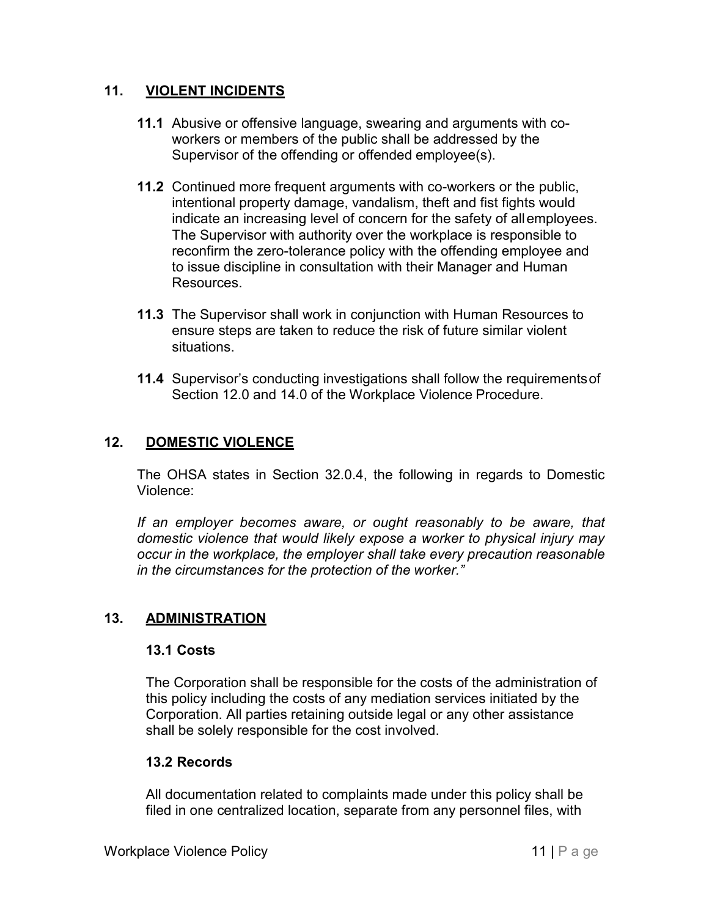## 11. VIOLENT INCIDENTS

**11.1** Abusive or offensive language, swearing and arguments with co-workers or members of the public shall be addressed by the Supervisor of the offending or offended employee(s).

**11.2** Continued more frequent arguments with co-workers or the public, intentional property damage, vandalism, theft and fist fights would indicate an increasing level of concern for the safety of all employees. The Supervisor with authority over the workplace is responsible to reconfirm the zero-tolerance policy with the offending employee and to issue discipline in consultation with their Manager and Human Resources.

**11.3** The Supervisor shall work in conjunction with Human Resources to ensure steps are taken to reduce the risk of future similar violent situations.

**11.4** Supervisor's conducting investigations shall follow the requirements of Section 12.0 and 14.0 of the Workplace Violence Procedure.

## 12. DOMESTIC VIOLENCE

The OHSA states in Section 32.0.4, the following in regards to Domestic Violence:

*If an employer becomes aware, or ought reasonably to be aware, that domestic violence that would likely expose a worker to physical injury may occur in the workplace, the employer shall take every precaution reasonable in the circumstances for the protection of the worker."*

## 13. ADMINISTRATION

### 13.1 Costs

The Corporation shall be responsible for the costs of the administration of this policy including the costs of any mediation services initiated by the Corporation. All parties retaining outside legal or any other assistance shall be solely responsible for the cost involved.

### 13.2 Records

All documentation related to complaints made under this policy shall be filed in one centralized location, separate from any personnel files, with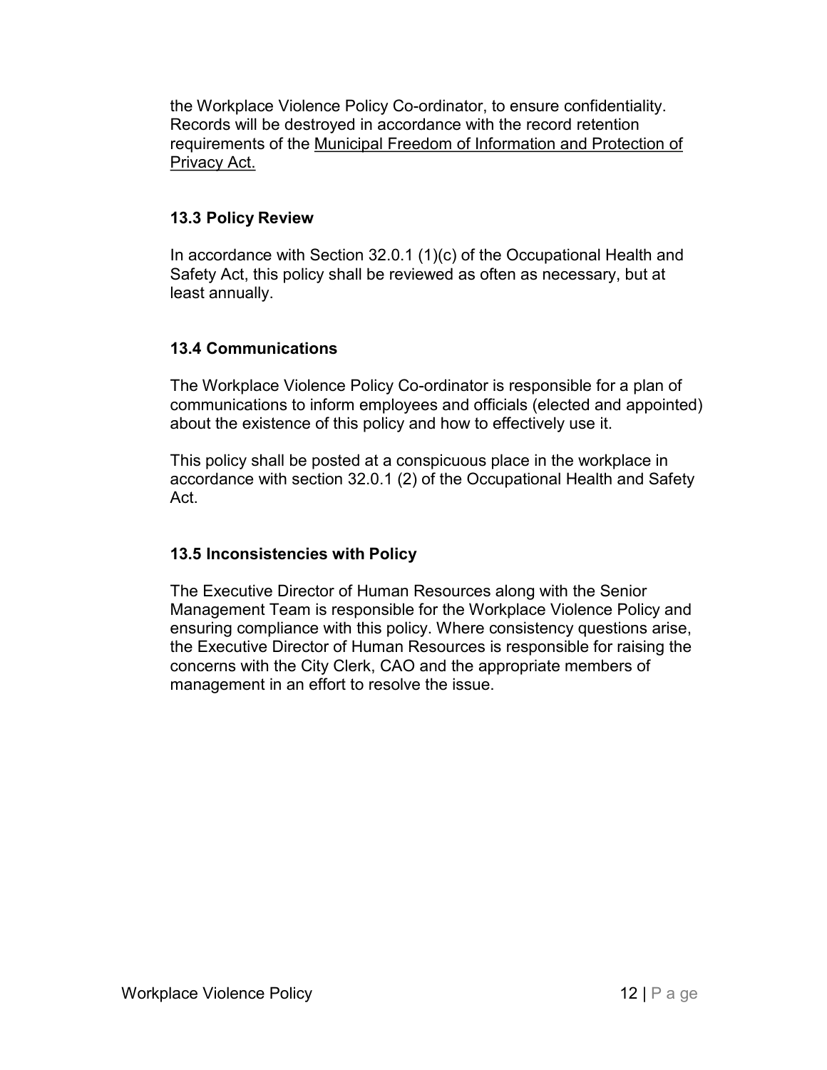the Workplace Violence Policy Co-ordinator, to ensure confidentiality. Records will be destroyed in accordance with the record retention requirements of the Municipal Freedom of Information and Protection of Privacy Act.

### 13.3 Policy Review

In accordance with Section 32.0.1 (1)(c) of the Occupational Health and Safety Act, this policy shall be reviewed as often as necessary, but at least annually.

### 13.4 Communications

The Workplace Violence Policy Co-ordinator is responsible for a plan of communications to inform employees and officials (elected and appointed) about the existence of this policy and how to effectively use it.

This policy shall be posted at a conspicuous place in the workplace in accordance with section 32.0.1 (2) of the Occupational Health and Safety Act.

### 13.5 Inconsistencies with Policy

The Executive Director of Human Resources along with the Senior Management Team is responsible for the Workplace Violence Policy and ensuring compliance with this policy. Where consistency questions arise, the Executive Director of Human Resources is responsible for raising the concerns with the City Clerk, CAO and the appropriate members of management in an effort to resolve the issue.